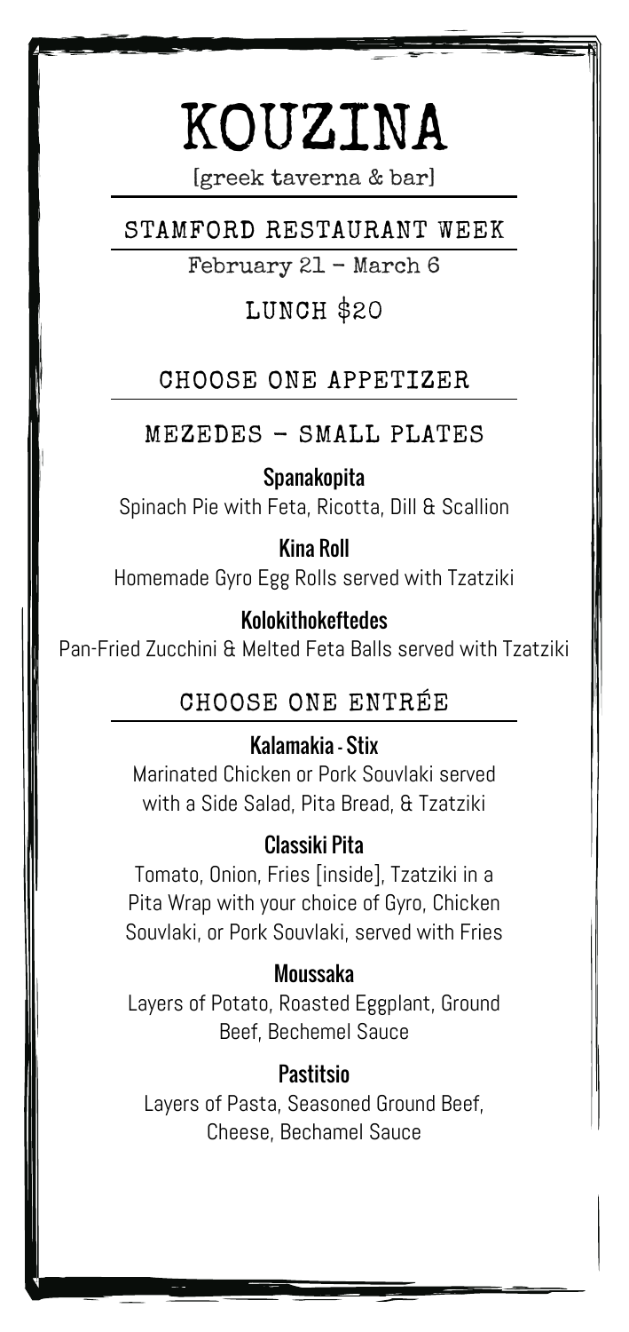# KOUZINA

[greek taverna & bar]

## STAMFORD RESTAURANT WEEK

February 21 – March 6

### LUNCH $20

## CHOOSE ONE APPETIZER

### MEZEDES – SMALL PLATES

**Spanakopita**
Spinach Pie with Feta, Ricotta, Dill & Scallion

**Kina Roll**
Homemade Gyro Egg Rolls served with Tzatziki

**Kolokithokeftedes**
Pan-Fried Zucchini & Melted Feta Balls served with Tzatziki

## CHOOSE ONE ENTRÉE

**Kalamakia - Stix**
Marinated Chicken or Pork Souvlaki served with a Side Salad, Pita Bread, & Tzatziki

**Classiki Pita**
Tomato, Onion, Fries [inside], Tzatziki in a Pita Wrap with your choice of Gyro, Chicken Souvlaki, or Pork Souvlaki, served with Fries

**Moussaka**
Layers of Potato, Roasted Eggplant, Ground Beef, Bechemel Sauce

**Pastitsio**
Layers of Pasta, Seasoned Ground Beef, Cheese, Bechamel Sauce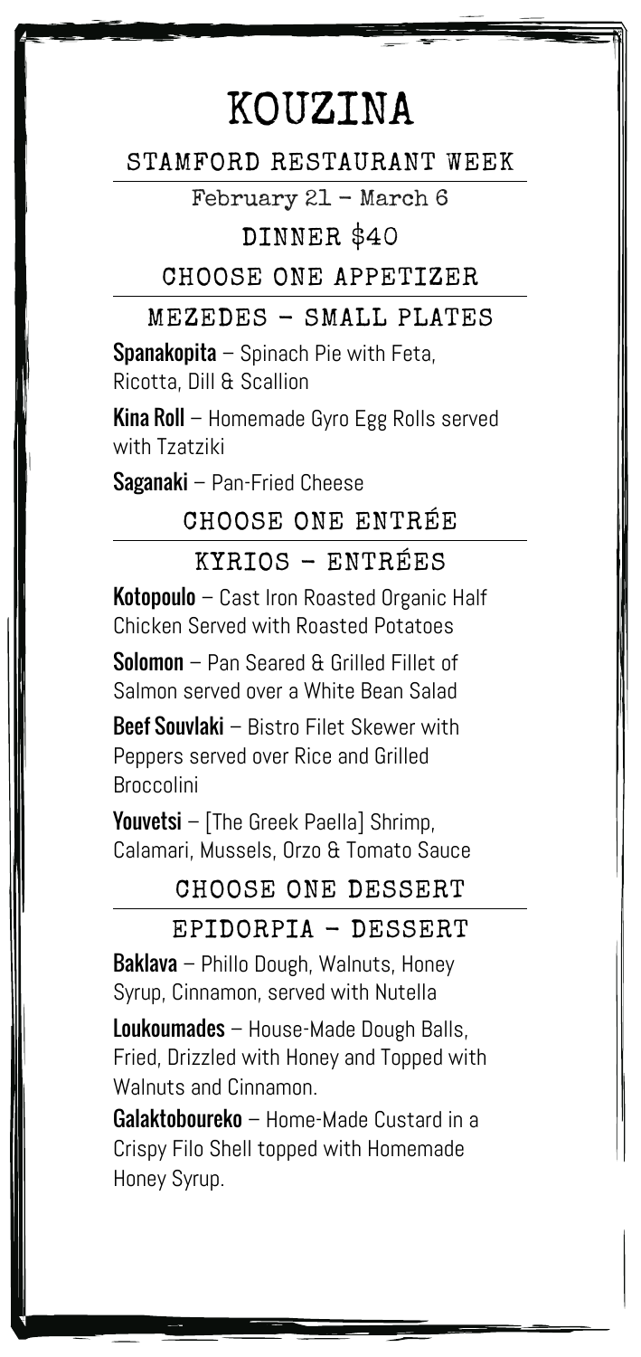# KOUZINA

## STAMFORD RESTAURANT WEEK

February 21 – March 6

### DINNER $40

### CHOOSE ONE APPETIZER

### MEZEDES – SMALL PLATES

**Spanakopita** – Spinach Pie with Feta, Ricotta, Dill & Scallion

**Kina Roll** – Homemade Gyro Egg Rolls served with Tzatziki

**Saganaki** – Pan-Fried Cheese

### CHOOSE ONE ENTRÉE

### KYRIOS – ENTRÉES

**Kotopoulo** – Cast Iron Roasted Organic Half Chicken Served with Roasted Potatoes

**Solomon** – Pan Seared & Grilled Fillet of Salmon served over a White Bean Salad

**Beef Souvlaki** – Bistro Filet Skewer with Peppers served over Rice and Grilled Broccolini

**Youvetsi** – [The Greek Paella] Shrimp, Calamari, Mussels, Orzo & Tomato Sauce

### CHOOSE ONE DESSERT

### EPIDORPIA – DESSERT

**Baklava** – Phillo Dough, Walnuts, Honey Syrup, Cinnamon, served with Nutella

**Loukoumades** – House-Made Dough Balls, Fried, Drizzled with Honey and Topped with Walnuts and Cinnamon.

**Galaktoboureko** – Home-Made Custard in a Crispy Filo Shell topped with Homemade Honey Syrup.